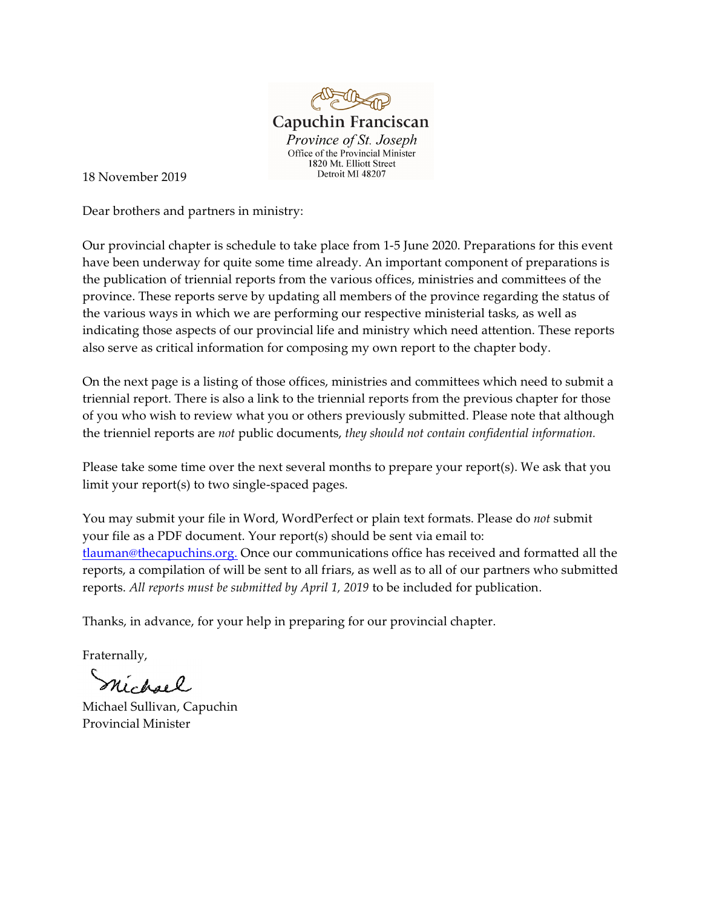**Capuchin Franciscan**
*Province of St. Joseph*
Office of the Provincial Minister
1820 Mt. Elliott Street
Detroit MI 48207

18 November 2019

Dear brothers and partners in ministry:

Our provincial chapter is schedule to take place from 1-5 June 2020. Preparations for this event have been underway for quite some time already. An important component of preparations is the publication of triennial reports from the various offices, ministries and committees of the province. These reports serve by updating all members of the province regarding the status of the various ways in which we are performing our respective ministerial tasks, as well as indicating those aspects of our provincial life and ministry which need attention. These reports also serve as critical information for composing my own report to the chapter body.

On the next page is a listing of those offices, ministries and committees which need to submit a triennial report. There is also a link to the triennial reports from the previous chapter for those of you who wish to review what you or others previously submitted. Please note that although the trienniel reports are *not* public documents, *they should not contain confidential information.*

Please take some time over the next several months to prepare your report(s). We ask that you limit your report(s) to two single-spaced pages.

You may submit your file in Word, WordPerfect or plain text formats. Please do *not* submit your file as a PDF document. Your report(s) should be sent via email to: tlauman@thecapuchins.org. Once our communications office has received and formatted all the reports, a compilation of will be sent to all friars, as well as to all of our partners who submitted reports. *All reports must be submitted by April 1, 2019* to be included for publication.

Thanks, in advance, for your help in preparing for our provincial chapter.

Fraternally,

Michael

Michael Sullivan, Capuchin
Provincial Minister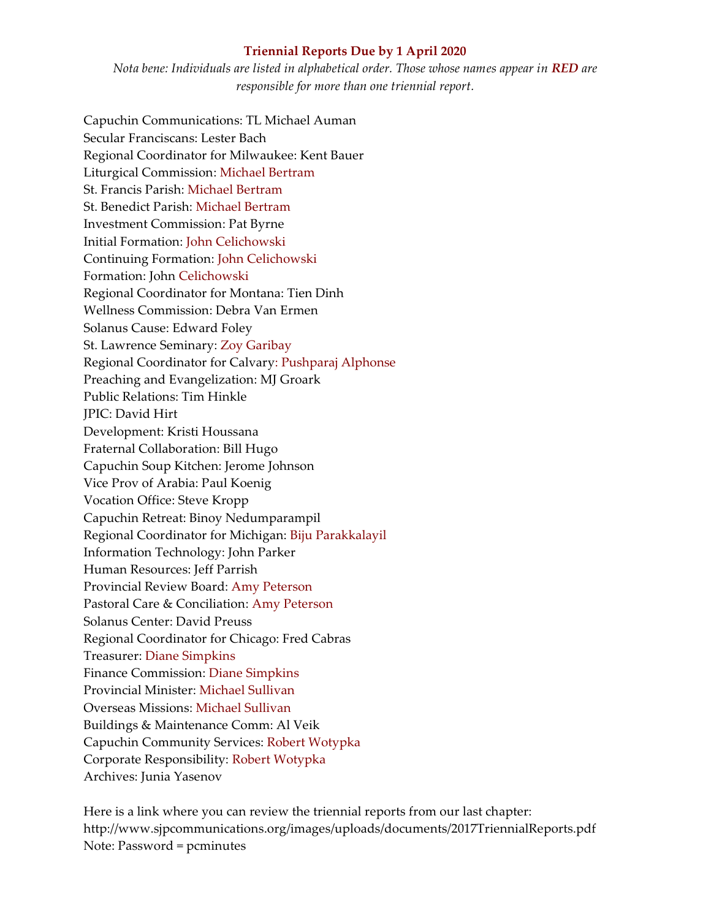**Triennial Reports Due by 1 April 2020**

*Nota bene: Individuals are listed in alphabetical order. Those whose names appear in **RED** are responsible for more than one triennial report.*

Capuchin Communications: TL Michael Auman
Secular Franciscans: Lester Bach
Regional Coordinator for Milwaukee: Kent Bauer
Liturgical Commission: Michael Bertram
St. Francis Parish: Michael Bertram
St. Benedict Parish: Michael Bertram
Investment Commission: Pat Byrne
Initial Formation: John Celichowski
Continuing Formation: John Celichowski
Formation: John Celichowski
Regional Coordinator for Montana: Tien Dinh
Wellness Commission: Debra Van Ermen
Solanus Cause: Edward Foley
St. Lawrence Seminary: Zoy Garibay
Regional Coordinator for Calvary: Pushparaj Alphonse
Preaching and Evangelization: MJ Groark
Public Relations: Tim Hinkle
JPIC: David Hirt
Development: Kristi Houssana
Fraternal Collaboration: Bill Hugo
Capuchin Soup Kitchen: Jerome Johnson
Vice Prov of Arabia: Paul Koenig
Vocation Office: Steve Kropp
Capuchin Retreat: Binoy Nedumparampil
Regional Coordinator for Michigan: Biju Parakkalayil
Information Technology: John Parker
Human Resources: Jeff Parrish
Provincial Review Board: Amy Peterson
Pastoral Care & Conciliation: Amy Peterson
Solanus Center: David Preuss
Regional Coordinator for Chicago: Fred Cabras
Treasurer: Diane Simpkins
Finance Commission: Diane Simpkins
Provincial Minister: Michael Sullivan
Overseas Missions: Michael Sullivan
Buildings & Maintenance Comm: Al Veik
Capuchin Community Services: Robert Wotypka
Corporate Responsibility: Robert Wotypka
Archives: Junia Yasenov

Here is a link where you can review the triennial reports from our last chapter:
http://www.sjpcommunications.org/images/uploads/documents/2017TriennialReports.pdf
Note: Password = pcminutes